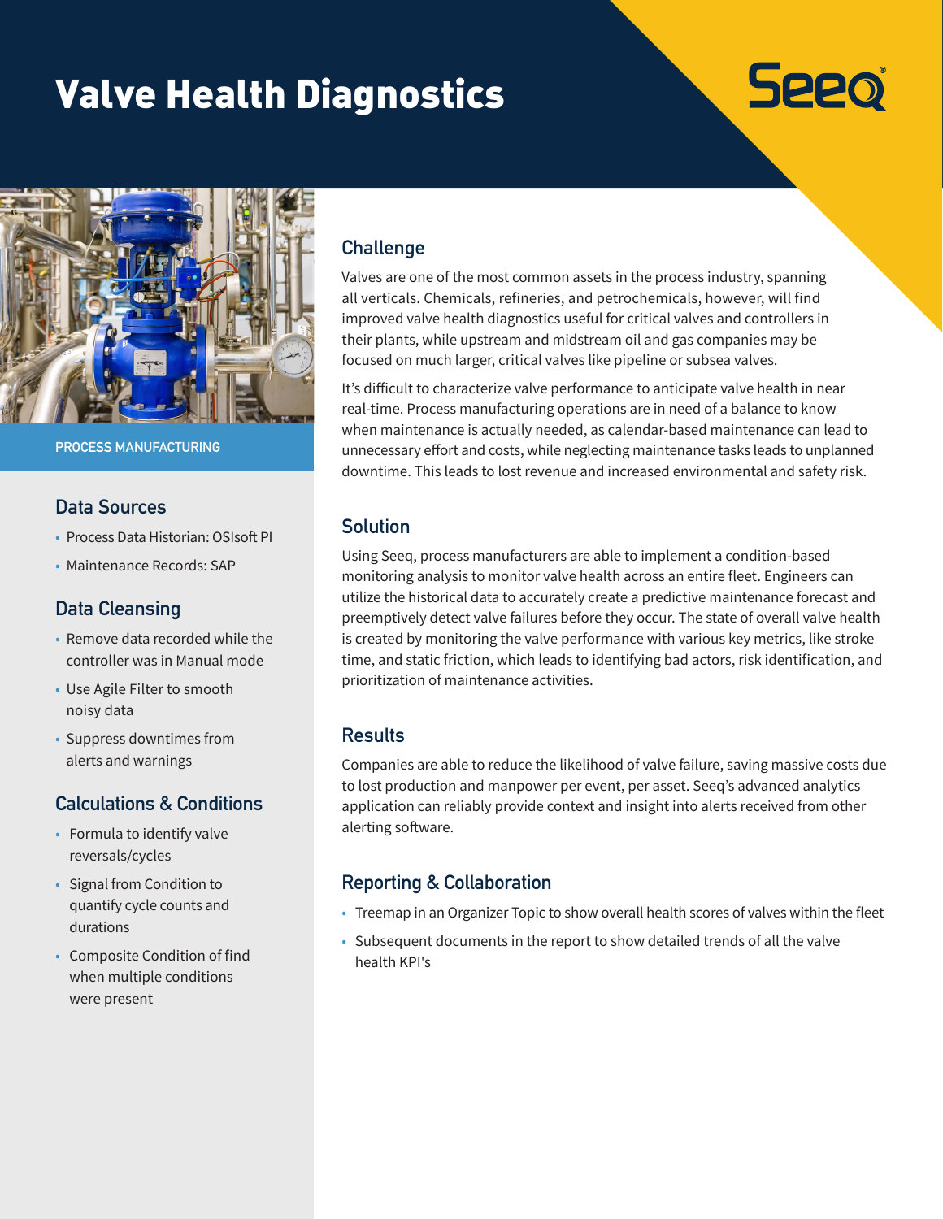# Valve Health Diagnostics

Seeq

PROCESS MANUFACTURING

## Data Sources

- Process Data Historian: OSIsoft PI
- Maintenance Records: SAP

## Data Cleansing

- Remove data recorded while the controller was in Manual mode
- Use Agile Filter to smooth noisy data
- Suppress downtimes from alerts and warnings

## Calculations & Conditions

- Formula to identify valve reversals/cycles
- Signal from Condition to quantify cycle counts and durations
- Composite Condition of find when multiple conditions were present

## Challenge

Valves are one of the most common assets in the process industry, spanning all verticals. Chemicals, refineries, and petrochemicals, however, will find improved valve health diagnostics useful for critical valves and controllers in their plants, while upstream and midstream oil and gas companies may be focused on much larger, critical valves like pipeline or subsea valves.

It's difficult to characterize valve performance to anticipate valve health in near real-time. Process manufacturing operations are in need of a balance to know when maintenance is actually needed, as calendar-based maintenance can lead to unnecessary effort and costs, while neglecting maintenance tasks leads to unplanned downtime. This leads to lost revenue and increased environmental and safety risk.

## Solution

Using Seeq, process manufacturers are able to implement a condition-based monitoring analysis to monitor valve health across an entire fleet. Engineers can utilize the historical data to accurately create a predictive maintenance forecast and preemptively detect valve failures before they occur. The state of overall valve health is created by monitoring the valve performance with various key metrics, like stroke time, and static friction, which leads to identifying bad actors, risk identification, and prioritization of maintenance activities.

## Results

Companies are able to reduce the likelihood of valve failure, saving massive costs due to lost production and manpower per event, per asset. Seeq's advanced analytics application can reliably provide context and insight into alerts received from other alerting software.

## Reporting & Collaboration

- Treemap in an Organizer Topic to show overall health scores of valves within the fleet
- Subsequent documents in the report to show detailed trends of all the valve health KPI's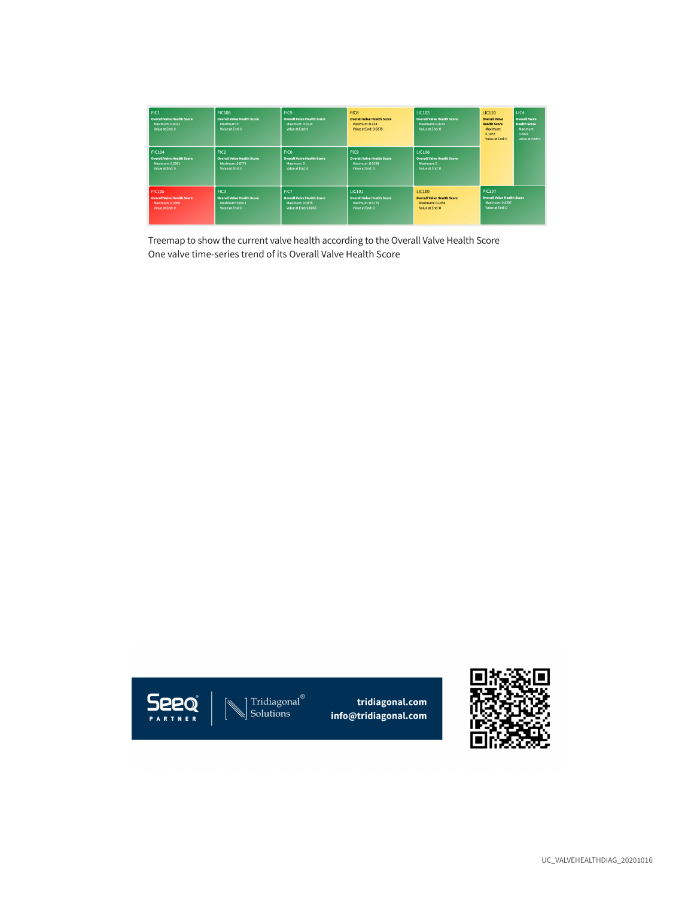FIC1
Overall Valve Health Score
Maximum: 0.0021
Value at End: 0

FIC106
Overall Valve Health Score
Maximum: 0
Value at End: 0

FIC5
Overall Valve Health Score
Maximum: 0.0134
Value at End: 0

FIC8
Overall Valve Health Score
Maximum: 0.154
Value at End: 0.0278

LIC103
Overall Valve Health Score
Maximum: 0.0145
Value at End: 0

LIC110
Overall Valve Health Score
Maximum: 0.1053
Value at End: 0

LIC4
Overall Valve Health Score
Maximum: 0.0022
Value at End: 0

FIC104
Overall Valve Health Score
Maximum: 0.0361
Value at End: 0

FIC2
Overall Valve Health Score
Maximum: 0.0771
Value at End: 0

FIC6
Overall Valve Health Score
Maximum: 0
Value at End: 0

FIC9
Overall Valve Health Score
Maximum: 0.0398
Value at End: 0

LIC108
Overall Valve Health Score
Maximum: 0
Value at End: 0

FIC105
Overall Valve Health Score
Maximum: 0.3365
Value at End: 0

FIC3
Overall Valve Health Score
Maximum: 0.0011
Value at End: 0

FIC7
Overall Valve Health Score
Maximum: 0.0375
Value at End: 0.0066

LIC101
Overall Valve Health Score
Maximum: 0.0175
Value at End: 0

LIC100
Overall Valve Health Score
Maximum: 0.1458
Value at End: 0

PIC107
Overall Valve Health Score
Maximum: 0.0207
Value at End: 0

Treemap to show the current valve health according to the Overall Valve Health Score
One valve time-series trend of its Overall Valve Health Score

Seeq PARTNER

Tridiagonal® Solutions

**tridiagonal.com**
**info@tridiagonal.com**